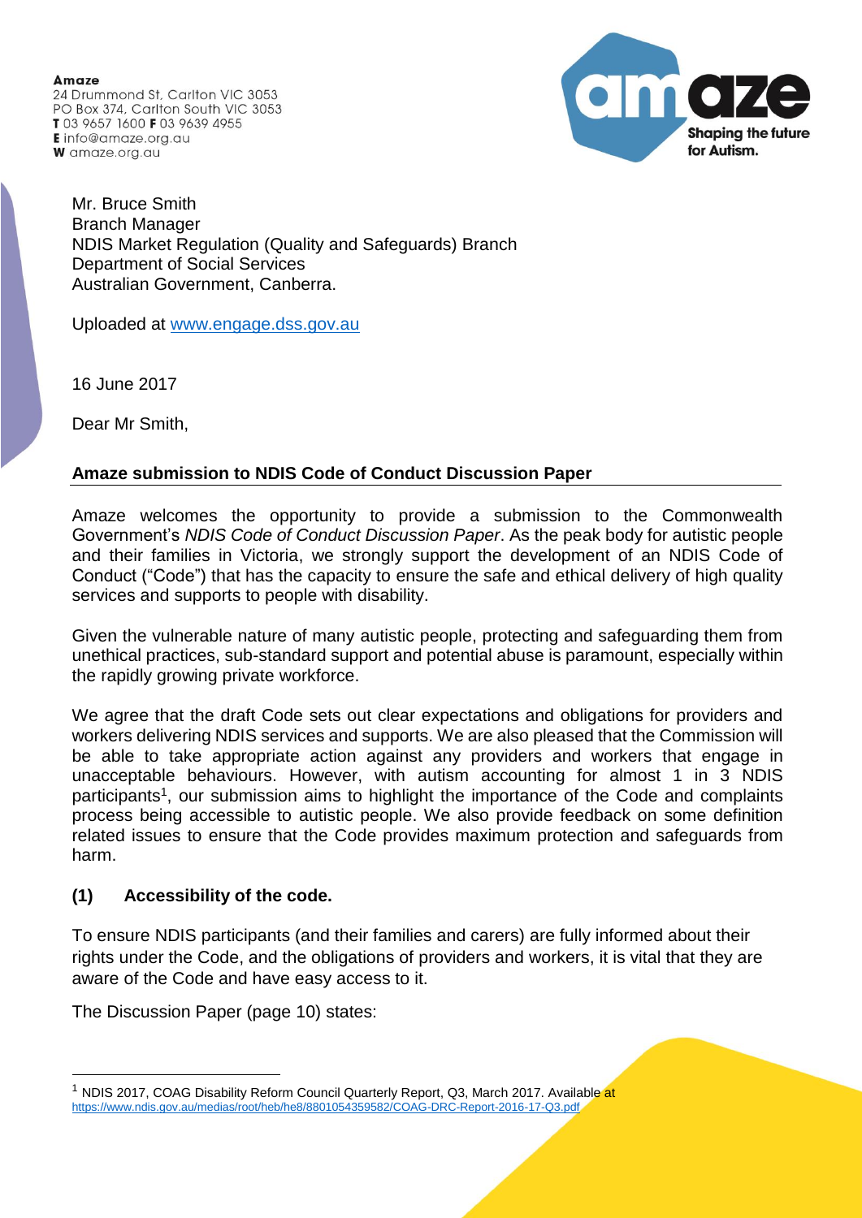**Amaze**
24 Drummond St, Carlton VIC 3053
PO Box 374, Carlton South VIC 3053
**T** 03 9657 1600 **F** 03 9639 4955
**E** info@amaze.org.au
**W** amaze.org.au

Mr. Bruce Smith
Branch Manager
NDIS Market Regulation (Quality and Safeguards) Branch
Department of Social Services
Australian Government, Canberra.

Uploaded at www.engage.dss.gov.au

16 June 2017

Dear Mr Smith,

**Amaze submission to NDIS Code of Conduct Discussion Paper**

Amaze welcomes the opportunity to provide a submission to the Commonwealth Government's *NDIS Code of Conduct Discussion Paper*. As the peak body for autistic people and their families in Victoria, we strongly support the development of an NDIS Code of Conduct ("Code") that has the capacity to ensure the safe and ethical delivery of high quality services and supports to people with disability.

Given the vulnerable nature of many autistic people, protecting and safeguarding them from unethical practices, sub-standard support and potential abuse is paramount, especially within the rapidly growing private workforce.

We agree that the draft Code sets out clear expectations and obligations for providers and workers delivering NDIS services and supports. We are also pleased that the Commission will be able to take appropriate action against any providers and workers that engage in unacceptable behaviours. However, with autism accounting for almost 1 in 3 NDIS participants[1], our submission aims to highlight the importance of the Code and complaints process being accessible to autistic people. We also provide feedback on some definition related issues to ensure that the Code provides maximum protection and safeguards from harm.

## (1) Accessibility of the code.

To ensure NDIS participants (and their families and carers) are fully informed about their rights under the Code, and the obligations of providers and workers, it is vital that they are aware of the Code and have easy access to it.

The Discussion Paper (page 10) states:

[1] NDIS 2017, COAG Disability Reform Council Quarterly Report, Q3, March 2017. Available at https://www.ndis.gov.au/medias/root/heb/he8/8801054359582/COAG-DRC-Report-2016-17-Q3.pdf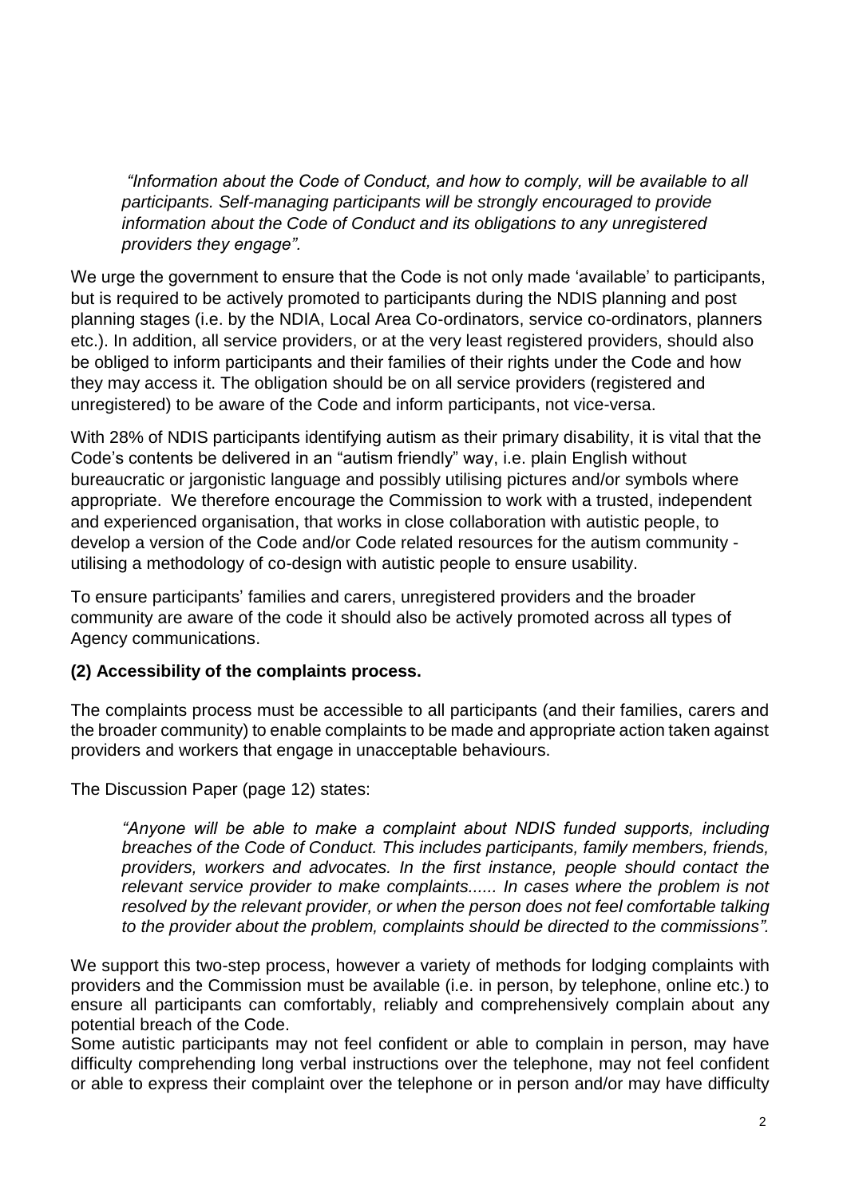> *"Information about the Code of Conduct, and how to comply, will be available to all participants. Self-managing participants will be strongly encouraged to provide information about the Code of Conduct and its obligations to any unregistered providers they engage".*

We urge the government to ensure that the Code is not only made 'available' to participants, but is required to be actively promoted to participants during the NDIS planning and post planning stages (i.e. by the NDIA, Local Area Co-ordinators, service co-ordinators, planners etc.). In addition, all service providers, or at the very least registered providers, should also be obliged to inform participants and their families of their rights under the Code and how they may access it. The obligation should be on all service providers (registered and unregistered) to be aware of the Code and inform participants, not vice-versa.

With 28% of NDIS participants identifying autism as their primary disability, it is vital that the Code's contents be delivered in an "autism friendly" way, i.e. plain English without bureaucratic or jargonistic language and possibly utilising pictures and/or symbols where appropriate. We therefore encourage the Commission to work with a trusted, independent and experienced organisation, that works in close collaboration with autistic people, to develop a version of the Code and/or Code related resources for the autism community - utilising a methodology of co-design with autistic people to ensure usability.

To ensure participants' families and carers, unregistered providers and the broader community are aware of the code it should also be actively promoted across all types of Agency communications.

**(2) Accessibility of the complaints process.**

The complaints process must be accessible to all participants (and their families, carers and the broader community) to enable complaints to be made and appropriate action taken against providers and workers that engage in unacceptable behaviours.

The Discussion Paper (page 12) states:

> *"Anyone will be able to make a complaint about NDIS funded supports, including breaches of the Code of Conduct. This includes participants, family members, friends, providers, workers and advocates. In the first instance, people should contact the relevant service provider to make complaints...... In cases where the problem is not resolved by the relevant provider, or when the person does not feel comfortable talking to the provider about the problem, complaints should be directed to the commissions".*

We support this two-step process, however a variety of methods for lodging complaints with providers and the Commission must be available (i.e. in person, by telephone, online etc.) to ensure all participants can comfortably, reliably and comprehensively complain about any potential breach of the Code.
Some autistic participants may not feel confident or able to complain in person, may have difficulty comprehending long verbal instructions over the telephone, may not feel confident or able to express their complaint over the telephone or in person and/or may have difficulty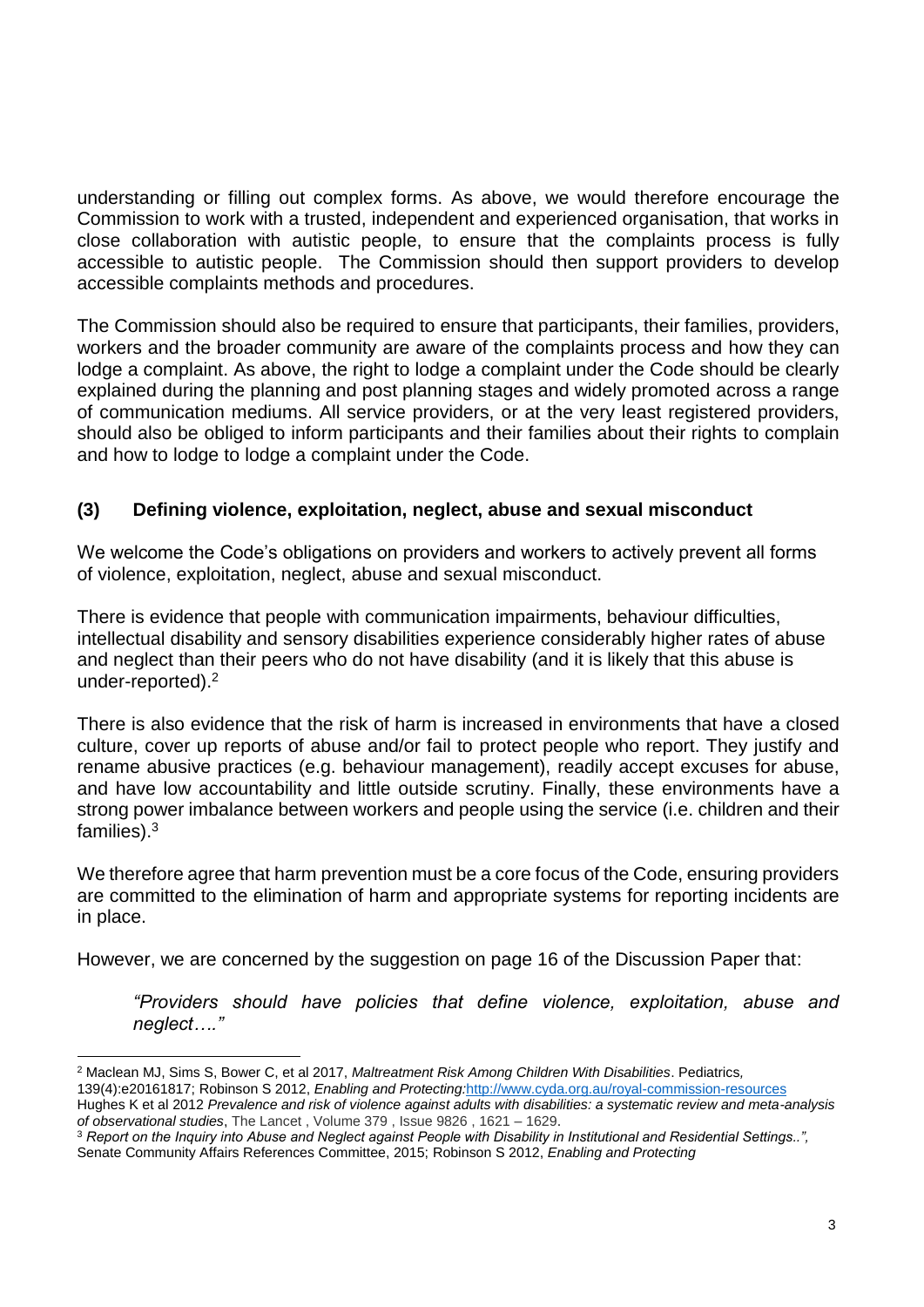understanding or filling out complex forms. As above, we would therefore encourage the Commission to work with a trusted, independent and experienced organisation, that works in close collaboration with autistic people, to ensure that the complaints process is fully accessible to autistic people. The Commission should then support providers to develop accessible complaints methods and procedures.

The Commission should also be required to ensure that participants, their families, providers, workers and the broader community are aware of the complaints process and how they can lodge a complaint. As above, the right to lodge a complaint under the Code should be clearly explained during the planning and post planning stages and widely promoted across a range of communication mediums. All service providers, or at the very least registered providers, should also be obliged to inform participants and their families about their rights to complain and how to lodge to lodge a complaint under the Code.

### (3) Defining violence, exploitation, neglect, abuse and sexual misconduct

We welcome the Code's obligations on providers and workers to actively prevent all forms of violence, exploitation, neglect, abuse and sexual misconduct.

There is evidence that people with communication impairments, behaviour difficulties, intellectual disability and sensory disabilities experience considerably higher rates of abuse and neglect than their peers who do not have disability (and it is likely that this abuse is under-reported).[2]

There is also evidence that the risk of harm is increased in environments that have a closed culture, cover up reports of abuse and/or fail to protect people who report. They justify and rename abusive practices (e.g. behaviour management), readily accept excuses for abuse, and have low accountability and little outside scrutiny. Finally, these environments have a strong power imbalance between workers and people using the service (i.e. children and their families).[3]

We therefore agree that harm prevention must be a core focus of the Code, ensuring providers are committed to the elimination of harm and appropriate systems for reporting incidents are in place.

However, we are concerned by the suggestion on page 16 of the Discussion Paper that:

> *"Providers should have policies that define violence, exploitation, abuse and neglect…."*

---

[2] Maclean MJ, Sims S, Bower C, et al 2017, *Maltreatment Risk Among Children With Disabilities*. Pediatrics, 139(4):e20161817; Robinson S 2012, *Enabling and Protecting*:http://www.cyda.org.au/royal-commission-resources Hughes K et al 2012 *Prevalence and risk of violence against adults with disabilities: a systematic review and meta-analysis of observational studies*, The Lancet , Volume 379 , Issue 9826 , 1621 – 1629.

[3] *Report on the Inquiry into Abuse and Neglect against People with Disability in Institutional and Residential Settings..",* Senate Community Affairs References Committee, 2015; Robinson S 2012, *Enabling and Protecting*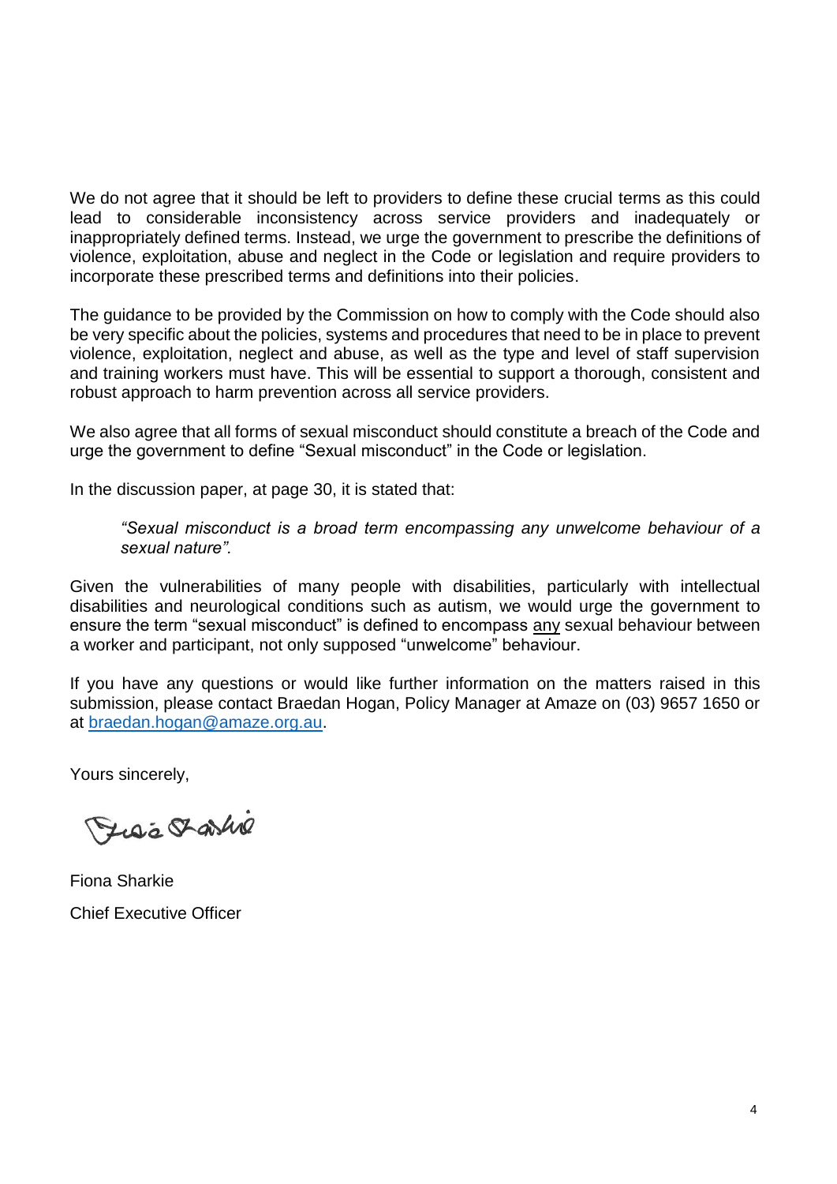We do not agree that it should be left to providers to define these crucial terms as this could lead to considerable inconsistency across service providers and inadequately or inappropriately defined terms. Instead, we urge the government to prescribe the definitions of violence, exploitation, abuse and neglect in the Code or legislation and require providers to incorporate these prescribed terms and definitions into their policies.

The guidance to be provided by the Commission on how to comply with the Code should also be very specific about the policies, systems and procedures that need to be in place to prevent violence, exploitation, neglect and abuse, as well as the type and level of staff supervision and training workers must have. This will be essential to support a thorough, consistent and robust approach to harm prevention across all service providers.

We also agree that all forms of sexual misconduct should constitute a breach of the Code and urge the government to define "Sexual misconduct" in the Code or legislation.

In the discussion paper, at page 30, it is stated that:

> *"Sexual misconduct is a broad term encompassing any unwelcome behaviour of a sexual nature".*

Given the vulnerabilities of many people with disabilities, particularly with intellectual disabilities and neurological conditions such as autism, we would urge the government to ensure the term "sexual misconduct" is defined to encompass <u>any</u> sexual behaviour between a worker and participant, not only supposed "unwelcome" behaviour.

If you have any questions or would like further information on the matters raised in this submission, please contact Braedan Hogan, Policy Manager at Amaze on (03) 9657 1650 or at braedan.hogan@amaze.org.au.

Yours sincerely,

Fiona Sharkie

Chief Executive Officer